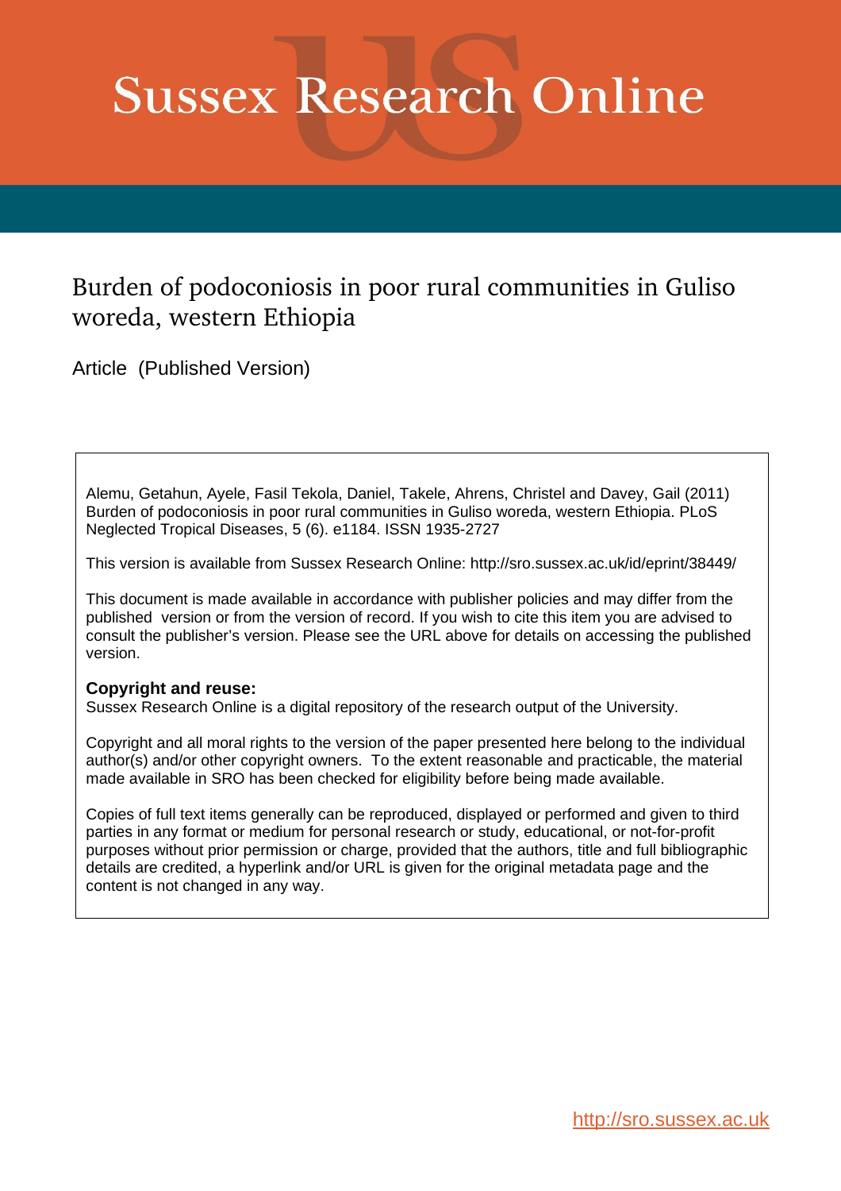# Sussex Research Online

## Burden of podoconiosis in poor rural communities in Guliso woreda, western Ethiopia

Article (Published Version)

Alemu, Getahun, Ayele, Fasil Tekola, Daniel, Takele, Ahrens, Christel and Davey, Gail (2011) Burden of podoconiosis in poor rural communities in Guliso woreda, western Ethiopia. PLoS Neglected Tropical Diseases, 5 (6). e1184. ISSN 1935-2727

This version is available from Sussex Research Online: http://sro.sussex.ac.uk/id/eprint/38449/

This document is made available in accordance with publisher policies and may differ from the published version or from the version of record. If you wish to cite this item you are advised to consult the publisher's version. Please see the URL above for details on accessing the published version.

**Copyright and reuse:**
Sussex Research Online is a digital repository of the research output of the University.

Copyright and all moral rights to the version of the paper presented here belong to the individual author(s) and/or other copyright owners. To the extent reasonable and practicable, the material made available in SRO has been checked for eligibility before being made available.

Copies of full text items generally can be reproduced, displayed or performed and given to third parties in any format or medium for personal research or study, educational, or not-for-profit purposes without prior permission or charge, provided that the authors, title and full bibliographic details are credited, a hyperlink and/or URL is given for the original metadata page and the content is not changed in any way.

http://sro.sussex.ac.uk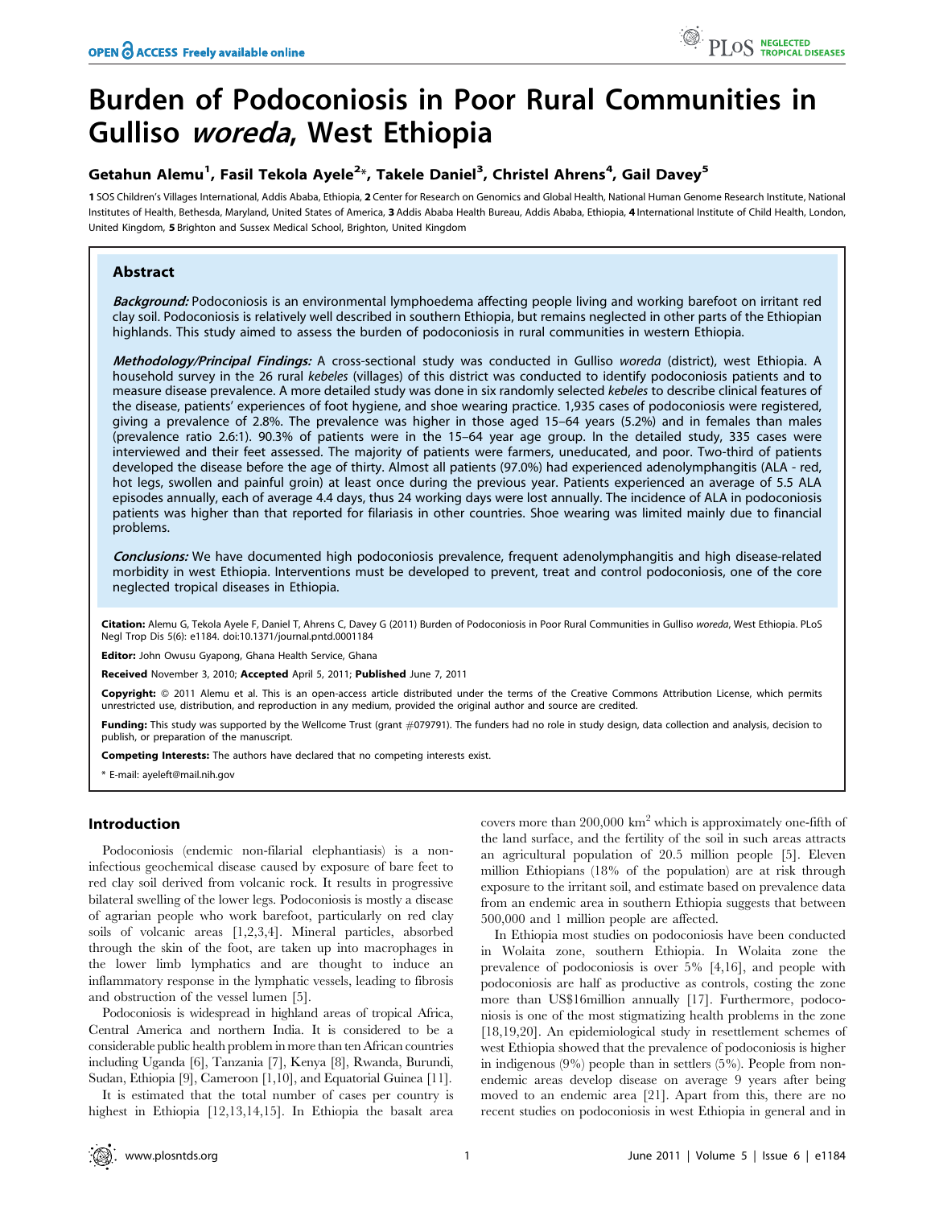# Burden of Podoconiosis in Poor Rural Communities in Gulliso *woreda*, West Ethiopia

## Getahun Alemu[1], Fasil Tekola Ayele[2]*, Takele Daniel[3], Christel Ahrens[4], Gail Davey[5]

1 SOS Children's Villages International, Addis Ababa, Ethiopia, 2 Center for Research on Genomics and Global Health, National Human Genome Research Institute, National Institutes of Health, Bethesda, Maryland, United States of America, 3 Addis Ababa Health Bureau, Addis Ababa, Ethiopia, 4 International Institute of Child Health, London, United Kingdom, 5 Brighton and Sussex Medical School, Brighton, United Kingdom

### Abstract

***Background:*** Podoconiosis is an environmental lymphoedema affecting people living and working barefoot on irritant red clay soil. Podoconiosis is relatively well described in southern Ethiopia, but remains neglected in other parts of the Ethiopian highlands. This study aimed to assess the burden of podoconiosis in rural communities in western Ethiopia.

***Methodology/Principal Findings:*** A cross-sectional study was conducted in Gulliso *woreda* (district), west Ethiopia. A household survey in the 26 rural *kebeles* (villages) of this district was conducted to identify podoconiosis patients and to measure disease prevalence. A more detailed study was done in six randomly selected *kebeles* to describe clinical features of the disease, patients' experiences of foot hygiene, and shoe wearing practice. 1,935 cases of podoconiosis were registered, giving a prevalence of 2.8%. The prevalence was higher in those aged 15–64 years (5.2%) and in females than males (prevalence ratio 2.6:1). 90.3% of patients were in the 15–64 year age group. In the detailed study, 335 cases were interviewed and their feet assessed. The majority of patients were farmers, uneducated, and poor. Two-third of patients developed the disease before the age of thirty. Almost all patients (97.0%) had experienced adenolymphangitis (ALA - red, hot legs, swollen and painful groin) at least once during the previous year. Patients experienced an average of 5.5 ALA episodes annually, each of average 4.4 days, thus 24 working days were lost annually. The incidence of ALA in podoconiosis patients was higher than that reported for filariasis in other countries. Shoe wearing was limited mainly due to financial problems.

***Conclusions:*** We have documented high podoconiosis prevalence, frequent adenolymphangitis and high disease-related morbidity in west Ethiopia. Interventions must be developed to prevent, treat and control podoconiosis, one of the core neglected tropical diseases in Ethiopia.

**Citation:** Alemu G, Tekola Ayele F, Daniel T, Ahrens C, Davey G (2011) Burden of Podoconiosis in Poor Rural Communities in Gulliso *woreda*, West Ethiopia. PLoS Negl Trop Dis 5(6): e1184. doi:10.1371/journal.pntd.0001184

**Editor:** John Owusu Gyapong, Ghana Health Service, Ghana

**Received** November 3, 2010; **Accepted** April 5, 2011; **Published** June 7, 2011

**Copyright:** © 2011 Alemu et al. This is an open-access article distributed under the terms of the Creative Commons Attribution License, which permits unrestricted use, distribution, and reproduction in any medium, provided the original author and source are credited.

**Funding:** This study was supported by the Wellcome Trust (grant #079791). The funders had no role in study design, data collection and analysis, decision to publish, or preparation of the manuscript.

**Competing Interests:** The authors have declared that no competing interests exist.

\* E-mail: ayeleft@mail.nih.gov

## Introduction

Podoconiosis (endemic non-filarial elephantiasis) is a non-infectious geochemical disease caused by exposure of bare feet to red clay soil derived from volcanic rock. It results in progressive bilateral swelling of the lower legs. Podoconiosis is mostly a disease of agrarian people who work barefoot, particularly on red clay soils of volcanic areas [1,2,3,4]. Mineral particles, absorbed through the skin of the foot, are taken up into macrophages in the lower limb lymphatics and are thought to induce an inflammatory response in the lymphatic vessels, leading to fibrosis and obstruction of the vessel lumen [5].

Podoconiosis is widespread in highland areas of tropical Africa, Central America and northern India. It is considered to be a considerable public health problem in more than ten African countries including Uganda [6], Tanzania [7], Kenya [8], Rwanda, Burundi, Sudan, Ethiopia [9], Cameroon [1,10], and Equatorial Guinea [11].

It is estimated that the total number of cases per country is highest in Ethiopia [12,13,14,15]. In Ethiopia the basalt area covers more than 200,000 km$^2$ which is approximately one-fifth of the land surface, and the fertility of the soil in such areas attracts an agricultural population of 20.5 million people [5]. Eleven million Ethiopians (18% of the population) are at risk through exposure to the irritant soil, and estimate based on prevalence data from an endemic area in southern Ethiopia suggests that between 500,000 and 1 million people are affected.

In Ethiopia most studies on podoconiosis have been conducted in Wolaita zone, southern Ethiopia. In Wolaita zone the prevalence of podoconiosis is over 5% [4,16], and people with podoconiosis are half as productive as controls, costing the zone more than US$16million annually [17]. Furthermore, podoconiosis is one of the most stigmatizing health problems in the zone [18,19,20]. An epidemiological study in resettlement schemes of west Ethiopia showed that the prevalence of podoconiosis is higher in indigenous (9%) people than in settlers (5%). People from non-endemic areas develop disease on average 9 years after being moved to an endemic area [21]. Apart from this, there are no recent studies on podoconiosis in west Ethiopia in general and in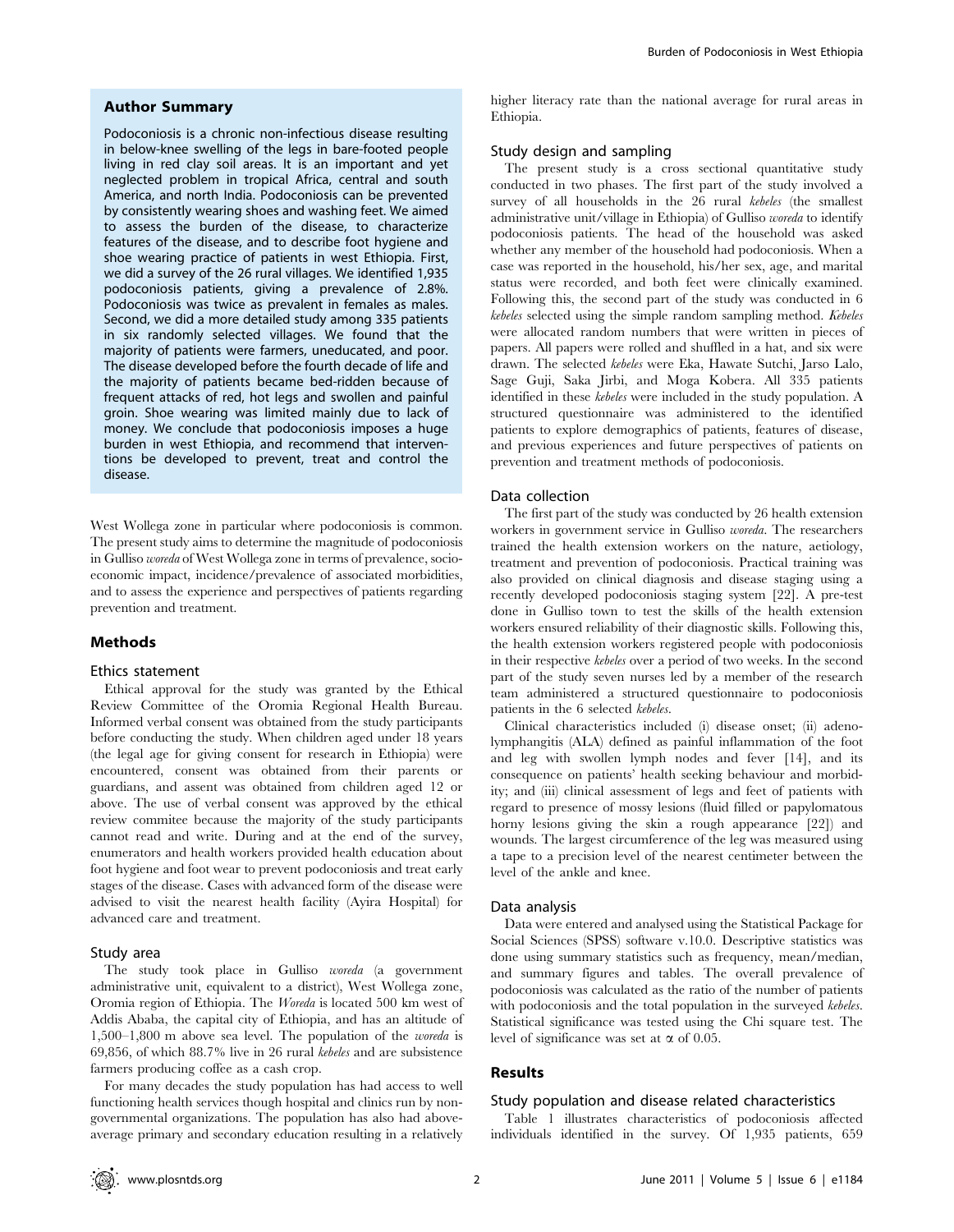## Author Summary

Podoconiosis is a chronic non-infectious disease resulting in below-knee swelling of the legs in bare-footed people living in red clay soil areas. It is an important and yet neglected problem in tropical Africa, central and south America, and north India. Podoconiosis can be prevented by consistently wearing shoes and washing feet. We aimed to assess the burden of the disease, to characterize features of the disease, and to describe foot hygiene and shoe wearing practice of patients in west Ethiopia. First, we did a survey of the 26 rural villages. We identified 1,935 podoconiosis patients, giving a prevalence of 2.8%. Podoconiosis was twice as prevalent in females as males. Second, we did a more detailed study among 335 patients in six randomly selected villages. We found that the majority of patients were farmers, uneducated, and poor. The disease developed before the fourth decade of life and the majority of patients became bed-ridden because of frequent attacks of red, hot legs and swollen and painful groin. Shoe wearing was limited mainly due to lack of money. We conclude that podoconiosis imposes a huge burden in west Ethiopia, and recommend that interventions be developed to prevent, treat and control the disease.

West Wollega zone in particular where podoconiosis is common. The present study aims to determine the magnitude of podoconiosis in Gulliso *woreda* of West Wollega zone in terms of prevalence, socio-economic impact, incidence/prevalence of associated morbidities, and to assess the experience and perspectives of patients regarding prevention and treatment.

## Methods

### Ethics statement

Ethical approval for the study was granted by the Ethical Review Committee of the Oromia Regional Health Bureau. Informed verbal consent was obtained from the study participants before conducting the study. When children aged under 18 years (the legal age for giving consent for research in Ethiopia) were encountered, consent was obtained from their parents or guardians, and assent was obtained from children aged 12 or above. The use of verbal consent was approved by the ethical review commitee because the majority of the study participants cannot read and write. During and at the end of the survey, enumerators and health workers provided health education about foot hygiene and foot wear to prevent podoconiosis and treat early stages of the disease. Cases with advanced form of the disease were advised to visit the nearest health facility (Ayira Hospital) for advanced care and treatment.

### Study area

The study took place in Gulliso *woreda* (a government administrative unit, equivalent to a district), West Wollega zone, Oromia region of Ethiopia. The *Woreda* is located 500 km west of Addis Ababa, the capital city of Ethiopia, and has an altitude of 1,500–1,800 m above sea level. The population of the *woreda* is 69,856, of which 88.7% live in 26 rural *kebeles* and are subsistence farmers producing coffee as a cash crop.

For many decades the study population has had access to well functioning health services though hospital and clinics run by non-governmental organizations. The population has also had above-average primary and secondary education resulting in a relatively higher literacy rate than the national average for rural areas in Ethiopia.

### Study design and sampling

The present study is a cross sectional quantitative study conducted in two phases. The first part of the study involved a survey of all households in the 26 rural *kebeles* (the smallest administrative unit/village in Ethiopia) of Gulliso *woreda* to identify podoconiosis patients. The head of the household was asked whether any member of the household had podoconiosis. When a case was reported in the household, his/her sex, age, and marital status were recorded, and both feet were clinically examined. Following this, the second part of the study was conducted in 6 *kebeles* selected using the simple random sampling method. *Kebeles* were allocated random numbers that were written in pieces of papers. All papers were rolled and shuffled in a hat, and six were drawn. The selected *kebeles* were Eka, Hawate Sutchi, Jarso Lalo, Sage Guji, Saka Jirbi, and Moga Kobera. All 335 patients identified in these *kebeles* were included in the study population. A structured questionnaire was administered to the identified patients to explore demographics of patients, features of disease, and previous experiences and future perspectives of patients on prevention and treatment methods of podoconiosis.

### Data collection

The first part of the study was conducted by 26 health extension workers in government service in Gulliso *woreda*. The researchers trained the health extension workers on the nature, aetiology, treatment and prevention of podoconiosis. Practical training was also provided on clinical diagnosis and disease staging using a recently developed podoconiosis staging system [22]. A pre-test done in Gulliso town to test the skills of the health extension workers ensured reliability of their diagnostic skills. Following this, the health extension workers registered people with podoconiosis in their respective *kebeles* over a period of two weeks. In the second part of the study seven nurses led by a member of the research team administered a structured questionnaire to podoconiosis patients in the 6 selected *kebeles*.

Clinical characteristics included (i) disease onset; (ii) adeno-lymphangitis (ALA) defined as painful inflammation of the foot and leg with swollen lymph nodes and fever [14], and its consequence on patients' health seeking behaviour and morbidity; and (iii) clinical assessment of legs and feet of patients with regard to presence of mossy lesions (fluid filled or papylomatous horny lesions giving the skin a rough appearance [22]) and wounds. The largest circumference of the leg was measured using a tape to a precision level of the nearest centimeter between the level of the ankle and knee.

### Data analysis

Data were entered and analysed using the Statistical Package for Social Sciences (SPSS) software v.10.0. Descriptive statistics was done using summary statistics such as frequency, mean/median, and summary figures and tables. The overall prevalence of podoconiosis was calculated as the ratio of the number of patients with podoconiosis and the total population in the surveyed *kebeles*. Statistical significance was tested using the Chi square test. The level of significance was set at $\alpha$ of 0.05.

## Results

### Study population and disease related characteristics

Table 1 illustrates characteristics of podoconiosis affected individuals identified in the survey. Of 1,935 patients, 659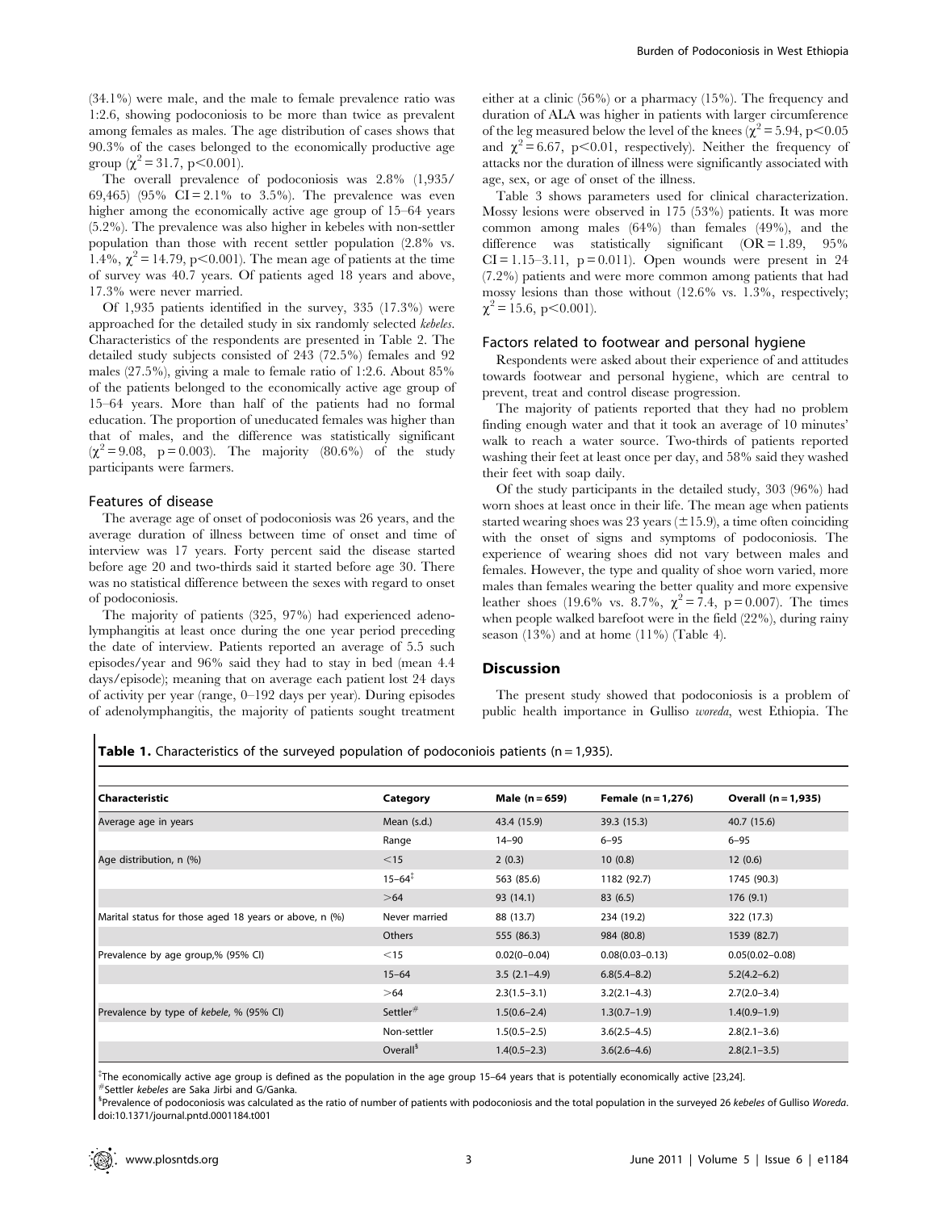(34.1%) were male, and the male to female prevalence ratio was 1:2.6, showing podoconiosis to be more than twice as prevalent among females as males. The age distribution of cases shows that 90.3% of the cases belonged to the economically productive age group ($\chi^2 = 31.7$, $p < 0.001$).

The overall prevalence of podoconiosis was 2.8% (1,935/69,465) (95% CI = 2.1% to 3.5%). The prevalence was even higher among the economically active age group of 15–64 years (5.2%). The prevalence was also higher in kebeles with non-settler population than those with recent settler population (2.8% vs. 1.4%, $\chi^2 = 14.79$, $p < 0.001$). The mean age of patients at the time of survey was 40.7 years. Of patients aged 18 years and above, 17.3% were never married.

Of 1,935 patients identified in the survey, 335 (17.3%) were approached for the detailed study in six randomly selected *kebeles*. Characteristics of the respondents are presented in Table 2. The detailed study subjects consisted of 243 (72.5%) females and 92 males (27.5%), giving a male to female ratio of 1:2.6. About 85% of the patients belonged to the economically active age group of 15–64 years. More than half of the patients had no formal education. The proportion of uneducated females was higher than that of males, and the difference was statistically significant ($\chi^2 = 9.08$, $p = 0.003$). The majority (80.6%) of the study participants were farmers.

## Features of disease

The average age of onset of podoconiosis was 26 years, and the average duration of illness between time of onset and time of interview was 17 years. Forty percent said the disease started before age 20 and two-thirds said it started before age 30. There was no statistical difference between the sexes with regard to onset of podoconiosis.

The majority of patients (325, 97%) had experienced adenolymphangitis at least once during the one year period preceding the date of interview. Patients reported an average of 5.5 such episodes/year and 96% said they had to stay in bed (mean 4.4 days/episode); meaning that on average each patient lost 24 days of activity per year (range, 0–192 days per year). During episodes of adenolymphangitis, the majority of patients sought treatment either at a clinic (56%) or a pharmacy (15%). The frequency and duration of ALA was higher in patients with larger circumference of the leg measured below the level of the knees ($\chi^2 = 5.94$, $p < 0.05$ and $\chi^2 = 6.67$, $p < 0.01$, respectively). Neither the frequency of attacks nor the duration of illness were significantly associated with age, sex, or age of onset of the illness.

Table 3 shows parameters used for clinical characterization. Mossy lesions were observed in 175 (53%) patients. It was more common among males (64%) than females (49%), and the difference was statistically significant (OR = 1.89, 95% CI = 1.15–3.11, $p = 0.011$). Open wounds were present in 24 (7.2%) patients and were more common among patients that had mossy lesions than those without (12.6% vs. 1.3%, respectively; $\chi^2 = 15.6$, $p < 0.001$).

## Factors related to footwear and personal hygiene

Respondents were asked about their experience of and attitudes towards footwear and personal hygiene, which are central to prevent, treat and control disease progression.

The majority of patients reported that they had no problem finding enough water and that it took an average of 10 minutes' walk to reach a water source. Two-thirds of patients reported washing their feet at least once per day, and 58% said they washed their feet with soap daily.

Of the study participants in the detailed study, 303 (96%) had worn shoes at least once in their life. The mean age when patients started wearing shoes was 23 years (±15.9), a time often coinciding with the onset of signs and symptoms of podoconiosis. The experience of wearing shoes did not vary between males and females. However, the type and quality of shoe worn varied, more males than females wearing the better quality and more expensive leather shoes (19.6% vs. 8.7%, $\chi^2 = 7.4$, $p = 0.007$). The times when people walked barefoot were in the field (22%), during rainy season (13%) and at home (11%) (Table 4).

# Discussion

The present study showed that podoconiosis is a problem of public health importance in Gulliso *woreda*, west Ethiopia. The

**Table 1.** Characteristics of the surveyed population of podoconiois patients (n = 1,935).

| Characteristic | Category | Male (n = 659) | Female (n = 1,276) | Overall (n = 1,935) |
|---|---|---|---|---|
| Average age in years | Mean (s.d.) | 43.4 (15.9) | 39.3 (15.3) | 40.7 (15.6) |
| | Range | 14–90 | 6–95 | 6–95 |
| Age distribution, n (%) | <15 | 2 (0.3) | 10 (0.8) | 12 (0.6) |
| | 15–64[‡] | 563 (85.6) | 1182 (92.7) | 1745 (90.3) |
| | >64 | 93 (14.1) | 83 (6.5) | 176 (9.1) |
| Marital status for those aged 18 years or above, n (%) | Never married | 88 (13.7) | 234 (19.2) | 322 (17.3) |
| | Others | 555 (86.3) | 984 (80.8) | 1539 (82.7) |
| Prevalence by age group,% (95% CI) | <15 | 0.02(0–0.04) | 0.08(0.03–0.13) | 0.05(0.02–0.08) |
| | 15–64 | 3.5 (2.1–4.9) | 6.8(5.4–8.2) | 5.2(4.2–6.2) |
| | >64 | 2.3(1.5–3.1) | 3.2(2.1–4.3) | 2.7(2.0–3.4) |
| Prevalence by type of *kebele*, % (95% CI) | Settler[#] | 1.5(0.6–2.4) | 1.3(0.7–1.9) | 1.4(0.9–1.9) |
| | Non-settler | 1.5(0.5–2.5) | 3.6(2.5–4.5) | 2.8(2.1–3.6) |
| | Overall[$] | 1.4(0.5–2.3) | 3.6(2.6–4.6) | 2.8(2.1–3.5) |

[‡]The economically active age group is defined as the population in the age group 15–64 years that is potentially economically active [23,24].
[#]Settler *kebeles* are Saka Jirbi and G/Ganka.
[$]Prevalence of podoconiosis was calculated as the ratio of number of patients with podoconiosis and the total population in the surveyed 26 *kebeles* of Gulliso *Woreda*.
doi:10.1371/journal.pntd.0001184.t001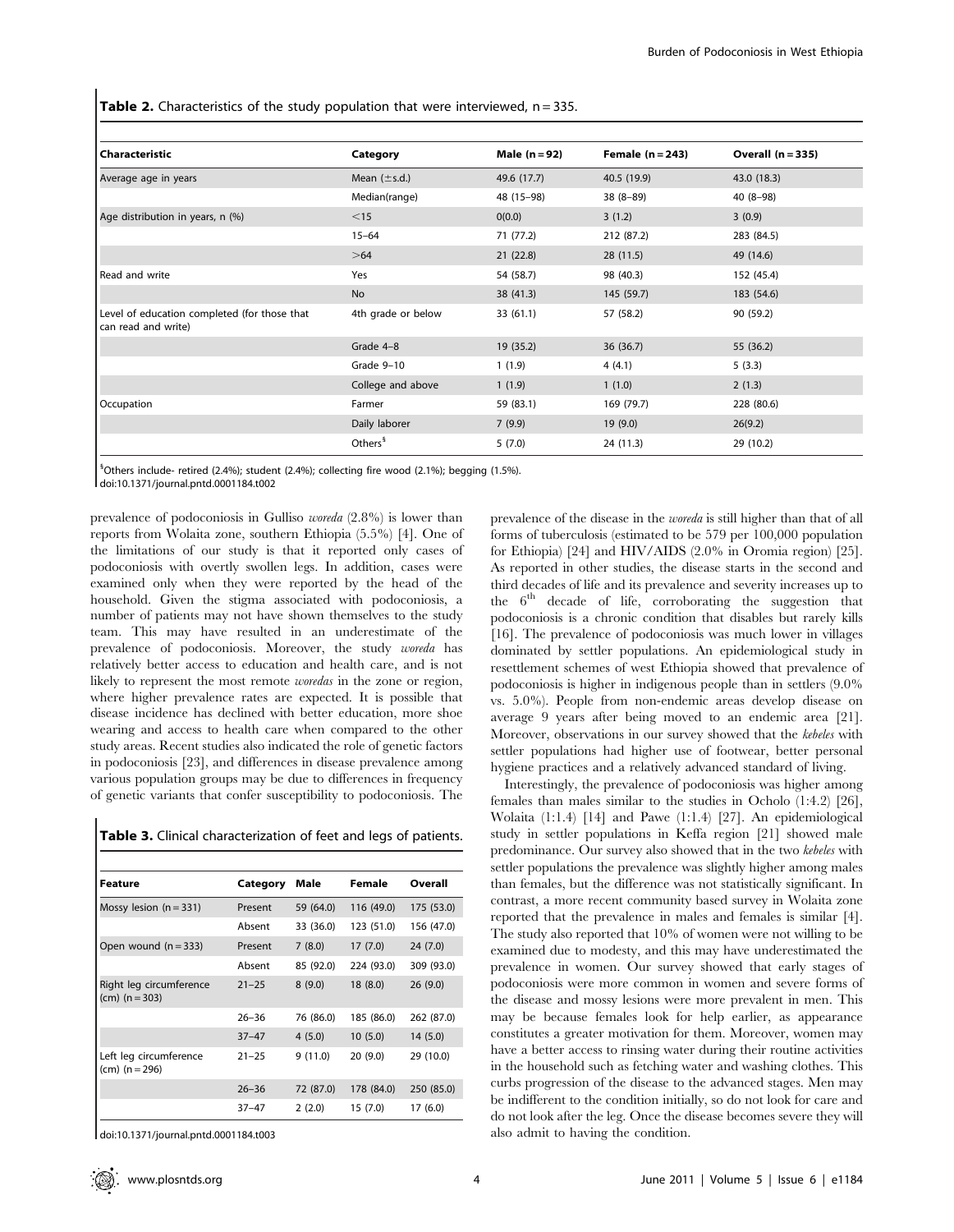**Table 2.** Characteristics of the study population that were interviewed, n = 335.

| Characteristic | Category | Male (n = 92) | Female (n = 243) | Overall (n = 335) |
|---|---|---|---|---|
| Average age in years | Mean (±s.d.) | 49.6 (17.7) | 40.5 (19.9) | 43.0 (18.3) |
| | Median(range) | 48 (15–98) | 38 (8–89) | 40 (8–98) |
| Age distribution in years, n (%) | <15 | 0(0.0) | 3 (1.2) | 3 (0.9) |
| | 15–64 | 71 (77.2) | 212 (87.2) | 283 (84.5) |
| | >64 | 21 (22.8) | 28 (11.5) | 49 (14.6) |
| Read and write | Yes | 54 (58.7) | 98 (40.3) | 152 (45.4) |
| | No | 38 (41.3) | 145 (59.7) | 183 (54.6) |
| Level of education completed (for those that can read and write) | 4th grade or below | 33 (61.1) | 57 (58.2) | 90 (59.2) |
| | Grade 4–8 | 19 (35.2) | 36 (36.7) | 55 (36.2) |
| | Grade 9–10 | 1 (1.9) | 4 (4.1) | 5 (3.3) |
| | College and above | 1 (1.9) | 1 (1.0) | 2 (1.3) |
| Occupation | Farmer | 59 (83.1) | 169 (79.7) | 228 (80.6) |
| | Daily laborer | 7 (9.9) | 19 (9.0) | 26(9.2) |
| | Others§ | 5 (7.0) | 24 (11.3) | 29 (10.2) |

§Others include- retired (2.4%); student (2.4%); collecting fire wood (2.1%); begging (1.5%).
doi:10.1371/journal.pntd.0001184.t002

prevalence of podoconiosis in Gulliso *woreda* (2.8%) is lower than reports from Wolaita zone, southern Ethiopia (5.5%) [4]. One of the limitations of our study is that it reported only cases of podoconiosis with overtly swollen legs. In addition, cases were examined only when they were reported by the head of the household. Given the stigma associated with podoconiosis, a number of patients may not have shown themselves to the study team. This may have resulted in an underestimate of the prevalence of podoconiosis. Moreover, the study *woreda* has relatively better access to education and health care, and is not likely to represent the most remote *woredas* in the zone or region, where higher prevalence rates are expected. It is possible that disease incidence has declined with better education, more shoe wearing and access to health care when compared to the other study areas. Recent studies also indicated the role of genetic factors in podoconiosis [23], and differences in disease prevalence among various population groups may be due to differences in frequency of genetic variants that confer susceptibility to podoconiosis. The prevalence of the disease in the *woreda* is still higher than that of all forms of tuberculosis (estimated to be 579 per 100,000 population for Ethiopia) [24] and HIV/AIDS (2.0% in Oromia region) [25]. As reported in other studies, the disease starts in the second and third decades of life and its prevalence and severity increases up to the 6th decade of life, corroborating the suggestion that podoconiosis is a chronic condition that disables but rarely kills [16]. The prevalence of podoconiosis was much lower in villages dominated by settler populations. An epidemiological study in resettlement schemes of west Ethiopia showed that prevalence of podoconiosis is higher in indigenous people than in settlers (9.0% vs. 5.0%). People from non-endemic areas develop disease on average 9 years after being moved to an endemic area [21]. Moreover, observations in our survey showed that the *kebeles* with settler populations had higher use of footwear, better personal hygiene practices and a relatively advanced standard of living.

**Table 3.** Clinical characterization of feet and legs of patients.

| Feature | Category | Male | Female | Overall |
|---|---|---|---|---|
| Mossy lesion (n = 331) | Present | 59 (64.0) | 116 (49.0) | 175 (53.0) |
| | Absent | 33 (36.0) | 123 (51.0) | 156 (47.0) |
| Open wound (n = 333) | Present | 7 (8.0) | 17 (7.0) | 24 (7.0) |
| | Absent | 85 (92.0) | 224 (93.0) | 309 (93.0) |
| Right leg circumference (cm) (n = 303) | 21–25 | 8 (9.0) | 18 (8.0) | 26 (9.0) |
| | 26–36 | 76 (86.0) | 185 (86.0) | 262 (87.0) |
| | 37–47 | 4 (5.0) | 10 (5.0) | 14 (5.0) |
| Left leg circumference (cm) (n = 296) | 21–25 | 9 (11.0) | 20 (9.0) | 29 (10.0) |
| | 26–36 | 72 (87.0) | 178 (84.0) | 250 (85.0) |
| | 37–47 | 2 (2.0) | 15 (7.0) | 17 (6.0) |

doi:10.1371/journal.pntd.0001184.t003

Interestingly, the prevalence of podoconiosis was higher among females than males similar to the studies in Ocholo (1:4.2) [26], Wolaita (1:1.4) [14] and Pawe (1:1.4) [27]. An epidemiological study in settler populations in Keffa region [21] showed male predominance. Our survey also showed that in the two *kebeles* with settler populations the prevalence was slightly higher among males than females, but the difference was not statistically significant. In contrast, a more recent community based survey in Wolaita zone reported that the prevalence in males and females is similar [4]. The study also reported that 10% of women were not willing to be examined due to modesty, and this may have underestimated the prevalence in women. Our survey showed that early stages of podoconiosis were more common in women and severe forms of the disease and mossy lesions were more prevalent in men. This may be because females look for help earlier, as appearance constitutes a greater motivation for them. Moreover, women may have a better access to rinsing water during their routine activities in the household such as fetching water and washing clothes. This curbs progression of the disease to the advanced stages. Men may be indifferent to the condition initially, so do not look for care and do not look after the leg. Once the disease becomes severe they will also admit to having the condition.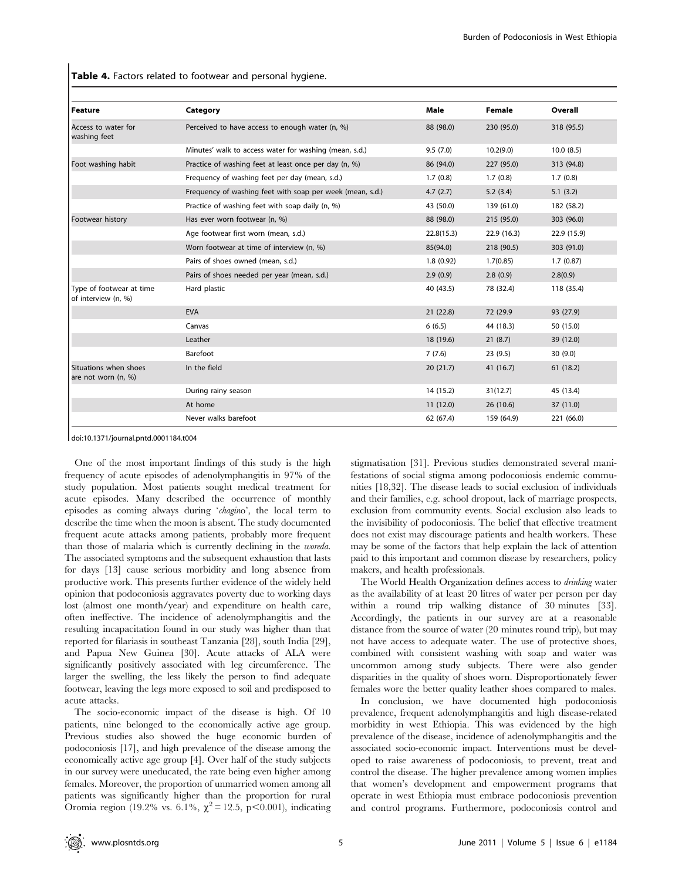**Table 4.** Factors related to footwear and personal hygiene.

| Feature | Category | Male | Female | Overall |
|---|---|---|---|---|
| Access to water for washing feet | Perceived to have access to enough water (n, %) | 88 (98.0) | 230 (95.0) | 318 (95.5) |
| | Minutes' walk to access water for washing (mean, s.d.) | 9.5 (7.0) | 10.2(9.0) | 10.0 (8.5) |
| Foot washing habit | Practice of washing feet at least once per day (n, %) | 86 (94.0) | 227 (95.0) | 313 (94.8) |
| | Frequency of washing feet per day (mean, s.d.) | 1.7 (0.8) | 1.7 (0.8) | 1.7 (0.8) |
| | Frequency of washing feet with soap per week (mean, s.d.) | 4.7 (2.7) | 5.2 (3.4) | 5.1 (3.2) |
| | Practice of washing feet with soap daily (n, %) | 43 (50.0) | 139 (61.0) | 182 (58.2) |
| Footwear history | Has ever worn footwear (n, %) | 88 (98.0) | 215 (95.0) | 303 (96.0) |
| | Age footwear first worn (mean, s.d.) | 22.8(15.3) | 22.9 (16.3) | 22.9 (15.9) |
| | Worn footwear at time of interview (n, %) | 85(94.0) | 218 (90.5) | 303 (91.0) |
| | Pairs of shoes owned (mean, s.d.) | 1.8 (0.92) | 1.7(0.85) | 1.7 (0.87) |
| | Pairs of shoes needed per year (mean, s.d.) | 2.9 (0.9) | 2.8 (0.9) | 2.8(0.9) |
| Type of footwear at time of interview (n, %) | Hard plastic | 40 (43.5) | 78 (32.4) | 118 (35.4) |
| | EVA | 21 (22.8) | 72 (29.9 | 93 (27.9) |
| | Canvas | 6 (6.5) | 44 (18.3) | 50 (15.0) |
| | Leather | 18 (19.6) | 21 (8.7) | 39 (12.0) |
| | Barefoot | 7 (7.6) | 23 (9.5) | 30 (9.0) |
| Situations when shoes are not worn (n, %) | In the field | 20 (21.7) | 41 (16.7) | 61 (18.2) |
| | During rainy season | 14 (15.2) | 31(12.7) | 45 (13.4) |
| | At home | 11 (12.0) | 26 (10.6) | 37 (11.0) |
| | Never walks barefoot | 62 (67.4) | 159 (64.9) | 221 (66.0) |

doi:10.1371/journal.pntd.0001184.t004

One of the most important findings of this study is the high frequency of acute episodes of adenolymphangitis in 97% of the study population. Most patients sought medical treatment for acute episodes. Many described the occurrence of monthly episodes as coming always during '*chagino*', the local term to describe the time when the moon is absent. The study documented frequent acute attacks among patients, probably more frequent than those of malaria which is currently declining in the *woreda*. The associated symptoms and the subsequent exhaustion that lasts for days [13] cause serious morbidity and long absence from productive work. This presents further evidence of the widely held opinion that podoconiosis aggravates poverty due to working days lost (almost one month/year) and expenditure on health care, often ineffective. The incidence of adenolymphangitis and the resulting incapacitation found in our study was higher than that reported for filariasis in southeast Tanzania [28], south India [29], and Papua New Guinea [30]. Acute attacks of ALA were significantly positively associated with leg circumference. The larger the swelling, the less likely the person to find adequate footwear, leaving the legs more exposed to soil and predisposed to acute attacks.

The socio-economic impact of the disease is high. Of 10 patients, nine belonged to the economically active age group. Previous studies also showed the huge economic burden of podoconiosis [17], and high prevalence of the disease among the economically active age group [4]. Over half of the study subjects in our survey were uneducated, the rate being even higher among females. Moreover, the proportion of unmarried women among all patients was significantly higher than the proportion for rural Oromia region (19.2% vs. 6.1%, $\chi^2 = 12.5$, $p<0.001$), indicating stigmatisation [31]. Previous studies demonstrated several manifestations of social stigma among podoconiosis endemic communities [18,32]. The disease leads to social exclusion of individuals and their families, e.g. school dropout, lack of marriage prospects, exclusion from community events. Social exclusion also leads to the invisibility of podoconiosis. The belief that effective treatment does not exist may discourage patients and health workers. These may be some of the factors that help explain the lack of attention paid to this important and common disease by researchers, policy makers, and health professionals.

The World Health Organization defines access to *drinking* water as the availability of at least 20 litres of water per person per day within a round trip walking distance of 30 minutes [33]. Accordingly, the patients in our survey are at a reasonable distance from the source of water (20 minutes round trip), but may not have access to adequate water. The use of protective shoes, combined with consistent washing with soap and water was uncommon among study subjects. There were also gender disparities in the quality of shoes worn. Disproportionately fewer females wore the better quality leather shoes compared to males.

In conclusion, we have documented high podoconiosis prevalence, frequent adenolymphangitis and high disease-related morbidity in west Ethiopia. This was evidenced by the high prevalence of the disease, incidence of adenolymphangitis and the associated socio-economic impact. Interventions must be developed to raise awareness of podoconiosis, to prevent, treat and control the disease. The higher prevalence among women implies that women's development and empowerment programs that operate in west Ethiopia must embrace podoconiosis prevention and control programs. Furthermore, podoconiosis control and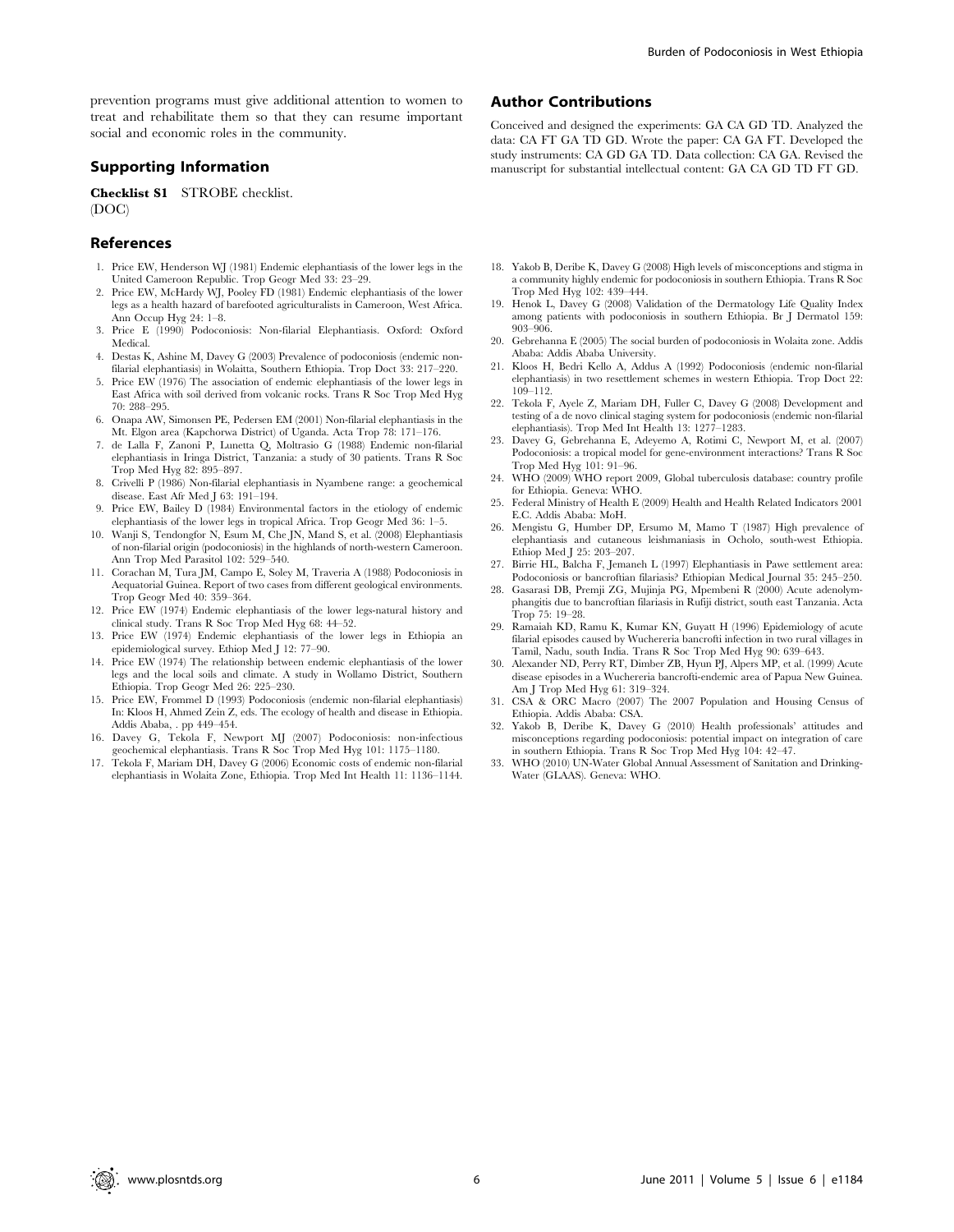prevention programs must give additional attention to women to treat and rehabilitate them so that they can resume important social and economic roles in the community.

## Supporting Information

**Checklist S1** STROBE checklist.
(DOC)

## Author Contributions

Conceived and designed the experiments: GA CA GD TD. Analyzed the data: CA FT GA TD GD. Wrote the paper: CA GA FT. Developed the study instruments: CA GD GA TD. Data collection: CA GA. Revised the manuscript for substantial intellectual content: GA CA GD TD FT GD.

## References

1. Price EW, Henderson WJ (1981) Endemic elephantiasis of the lower legs in the United Cameroon Republic. Trop Geogr Med 33: 23–29.
2. Price EW, McHardy WJ, Pooley FD (1981) Endemic elephantiasis of the lower legs as a health hazard of barefooted agriculturalists in Cameroon, West Africa. Ann Occup Hyg 24: 1–8.
3. Price E (1990) Podoconiosis: Non-filarial Elephantiasis. Oxford: Oxford Medical.
4. Destas K, Ashine M, Davey G (2003) Prevalence of podoconiosis (endemic non-filarial elephantiasis) in Wolaitta, Southern Ethiopia. Trop Doct 33: 217–220.
5. Price EW (1976) The association of endemic elephantiasis of the lower legs in East Africa with soil derived from volcanic rocks. Trans R Soc Trop Med Hyg 70: 288–295.
6. Onapa AW, Simonsen PE, Pedersen EM (2001) Non-filarial elephantiasis in the Mt. Elgon area (Kapchorwa District) of Uganda. Acta Trop 78: 171–176.
7. de Lalla F, Zanoni P, Lunetta Q, Moltrasio G (1988) Endemic non-filarial elephantiasis in Iringa District, Tanzania: a study of 30 patients. Trans R Soc Trop Med Hyg 82: 895–897.
8. Crivelli P (1986) Non-filarial elephantiasis in Nyambene range: a geochemical disease. East Afr Med J 63: 191–194.
9. Price EW, Bailey D (1984) Environmental factors in the etiology of endemic elephantiasis of the lower legs in tropical Africa. Trop Geogr Med 36: 1–5.
10. Wanji S, Tendongfor N, Esum M, Che JN, Mand S, et al. (2008) Elephantiasis of non-filarial origin (podoconiosis) in the highlands of north-western Cameroon. Ann Trop Med Parasitol 102: 529–540.
11. Corachan M, Tura JM, Campo E, Soley M, Traveria A (1988) Podoconiosis in Aequatorial Guinea. Report of two cases from different geological environments. Trop Geogr Med 40: 359–364.
12. Price EW (1974) Endemic elephantiasis of the lower legs-natural history and clinical study. Trans R Soc Trop Med Hyg 68: 44–52.
13. Price EW (1974) Endemic elephantiasis of the lower legs in Ethiopia an epidemiological survey. Ethiop Med J 12: 77–90.
14. Price EW (1974) The relationship between endemic elephantiasis of the lower legs and the local soils and climate. A study in Wollamo District, Southern Ethiopia. Trop Geogr Med 26: 225–230.
15. Price EW, Frommel D (1993) Podoconiosis (endemic non-filarial elephantiasis) In: Kloos H, Ahmed Zein Z, eds. The ecology of health and disease in Ethiopia. Addis Ababa, . pp 449–454.
16. Davey G, Tekola F, Newport MJ (2007) Podoconiosis: non-infectious geochemical elephantiasis. Trans R Soc Trop Med Hyg 101: 1175–1180.
17. Tekola F, Mariam DH, Davey G (2006) Economic costs of endemic non-filarial elephantiasis in Wolaita Zone, Ethiopia. Trop Med Int Health 11: 1136–1144.
18. Yakob B, Deribe K, Davey G (2008) High levels of misconceptions and stigma in a community highly endemic for podoconiosis in southern Ethiopia. Trans R Soc Trop Med Hyg 102: 439–444.
19. Henok L, Davey G (2008) Validation of the Dermatology Life Quality Index among patients with podoconiosis in southern Ethiopia. Br J Dermatol 159: 903–906.
20. Gebrehanna E (2005) The social burden of podoconiosis in Wolaita zone. Addis Ababa: Addis Ababa University.
21. Kloos H, Bedri Kello A, Addus A (1992) Podoconiosis (endemic non-filarial elephantiasis) in two resettlement schemes in western Ethiopia. Trop Doct 22: 109–112.
22. Tekola F, Ayele Z, Mariam DH, Fuller C, Davey G (2008) Development and testing of a de novo clinical staging system for podoconiosis (endemic non-filarial elephantiasis). Trop Med Int Health 13: 1277–1283.
23. Davey G, Gebrehanna E, Adeyemo A, Rotimi C, Newport M, et al. (2007) Podoconiosis: a tropical model for gene-environment interactions? Trans R Soc Trop Med Hyg 101: 91–96.
24. WHO (2009) WHO report 2009, Global tuberculosis database: country profile for Ethiopia. Geneva: WHO.
25. Federal Ministry of Health E (2009) Health and Health Related Indicators 2001 E.C. Addis Ababa: MoH.
26. Mengistu G, Humber DP, Ersumo M, Mamo T (1987) High prevalence of elephantiasis and cutaneous leishmaniasis in Ocholo, south-west Ethiopia. Ethiop Med J 25: 203–207.
27. Birrie HL, Balcha F, Jemaneh L (1997) Elephantiasis in Pawe settlement area: Podoconiosis or bancroftian filariasis? Ethiopian Medical Journal 35: 245–250.
28. Gasarasi DB, Premji ZG, Mujinja PG, Mpembeni R (2000) Acute adenolymphangitis due to bancroftian filariasis in Rufiji district, south east Tanzania. Acta Trop 75: 19–28.
29. Ramaiah KD, Ramu K, Kumar KN, Guyatt H (1996) Epidemiology of acute filarial episodes caused by Wuchereria bancrofti infection in two rural villages in Tamil, Nadu, south India. Trans R Soc Trop Med Hyg 90: 639–643.
30. Alexander ND, Perry RT, Dimber ZB, Hyun PJ, Alpers MP, et al. (1999) Acute disease episodes in a Wuchereria bancrofti-endemic area of Papua New Guinea. Am J Trop Med Hyg 61: 319–324.
31. CSA & ORC Macro (2007) The 2007 Population and Housing Census of Ethiopia. Addis Ababa: CSA.
32. Yakob B, Deribe K, Davey G (2010) Health professionals' attitudes and misconceptions regarding podoconiosis: potential impact on integration of care in southern Ethiopia. Trans R Soc Trop Med Hyg 104: 42–47.
33. WHO (2010) UN-Water Global Annual Assessment of Sanitation and Drinking-Water (GLAAS). Geneva: WHO.